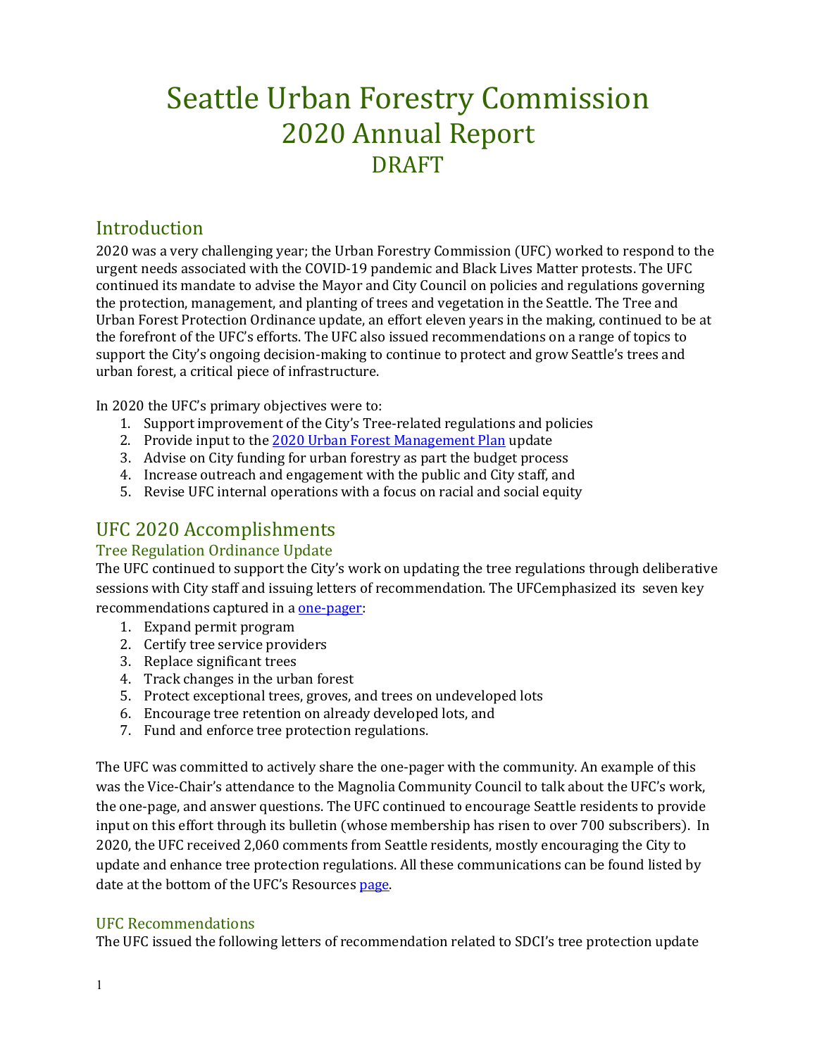# Seattle Urban Forestry Commission
# 2020 Annual Report
# DRAFT

## Introduction

2020 was a very challenging year; the Urban Forestry Commission (UFC) worked to respond to the urgent needs associated with the COVID-19 pandemic and Black Lives Matter protests. The UFC continued its mandate to advise the Mayor and City Council on policies and regulations governing the protection, management, and planting of trees and vegetation in the Seattle. The Tree and Urban Forest Protection Ordinance update, an effort eleven years in the making, continued to be at the forefront of the UFC's efforts. The UFC also issued recommendations on a range of topics to support the City's ongoing decision-making to continue to protect and grow Seattle's trees and urban forest, a critical piece of infrastructure.

In 2020 the UFC's primary objectives were to:

1. Support improvement of the City's Tree-related regulations and policies
2. Provide input to the [2020 Urban Forest Management Plan](#) update
3. Advise on City funding for urban forestry as part the budget process
4. Increase outreach and engagement with the public and City staff, and
5. Revise UFC internal operations with a focus on racial and social equity

## UFC 2020 Accomplishments

### Tree Regulation Ordinance Update

The UFC continued to support the City's work on updating the tree regulations through deliberative sessions with City staff and issuing letters of recommendation. The UFCemphasized its seven key recommendations captured in a [one-pager](#):

1. Expand permit program
2. Certify tree service providers
3. Replace significant trees
4. Track changes in the urban forest
5. Protect exceptional trees, groves, and trees on undeveloped lots
6. Encourage tree retention on already developed lots, and
7. Fund and enforce tree protection regulations.

The UFC was committed to actively share the one-pager with the community. An example of this was the Vice-Chair's attendance to the Magnolia Community Council to talk about the UFC's work, the one-page, and answer questions. The UFC continued to encourage Seattle residents to provide input on this effort through its bulletin (whose membership has risen to over 700 subscribers). In 2020, the UFC received 2,060 comments from Seattle residents, mostly encouraging the City to update and enhance tree protection regulations. All these communications can be found listed by date at the bottom of the UFC's Resources [page](#).

### UFC Recommendations

The UFC issued the following letters of recommendation related to SDCI's tree protection update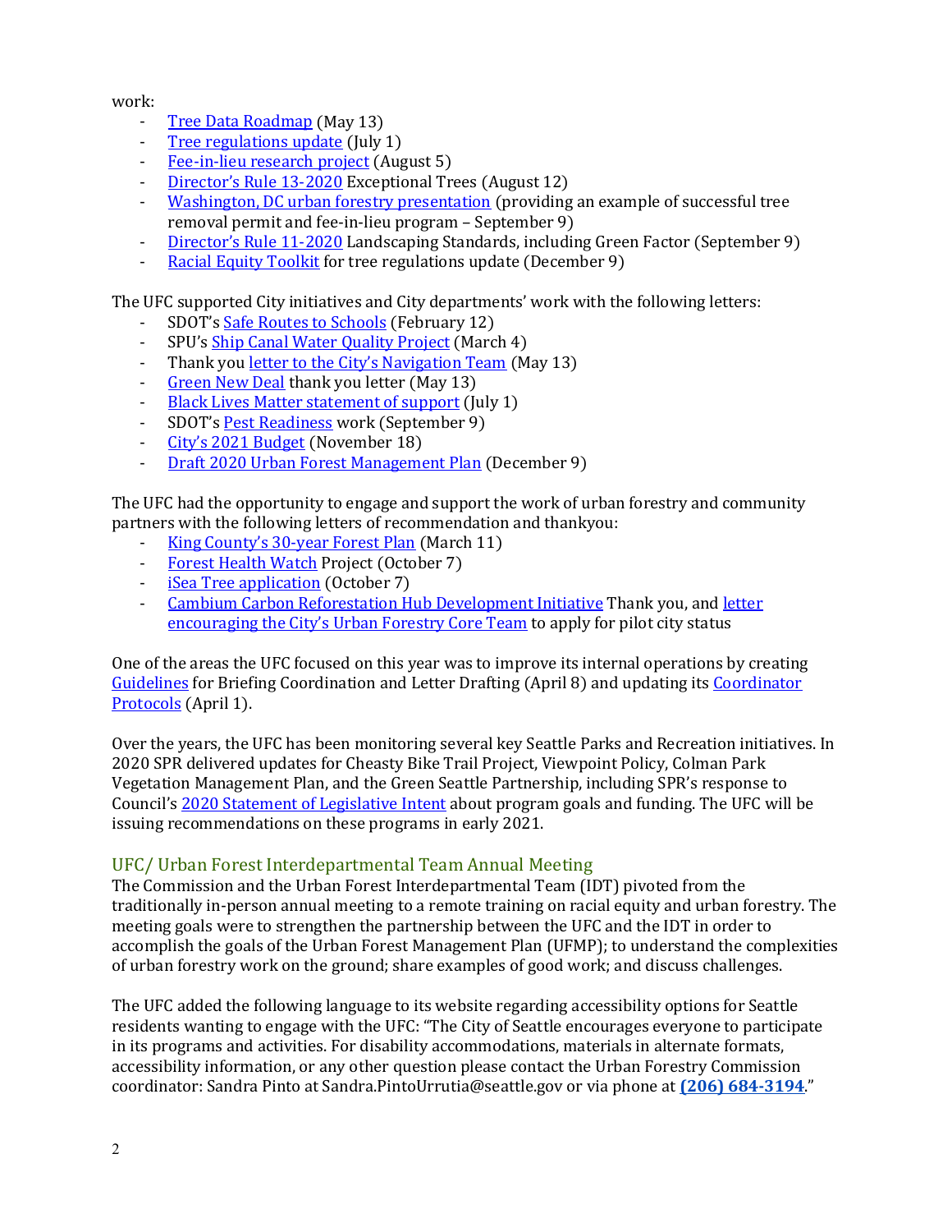work:

- Tree Data Roadmap (May 13)
- Tree regulations update (July 1)
- Fee-in-lieu research project (August 5)
- Director's Rule 13-2020 Exceptional Trees (August 12)
- Washington, DC urban forestry presentation (providing an example of successful tree removal permit and fee-in-lieu program – September 9)
- Director's Rule 11-2020 Landscaping Standards, including Green Factor (September 9)
- Racial Equity Toolkit for tree regulations update (December 9)

The UFC supported City initiatives and City departments' work with the following letters:

- SDOT's Safe Routes to Schools (February 12)
- SPU's Ship Canal Water Quality Project (March 4)
- Thank you letter to the City's Navigation Team (May 13)
- Green New Deal thank you letter (May 13)
- Black Lives Matter statement of support (July 1)
- SDOT's Pest Readiness work (September 9)
- City's 2021 Budget (November 18)
- Draft 2020 Urban Forest Management Plan (December 9)

The UFC had the opportunity to engage and support the work of urban forestry and community partners with the following letters of recommendation and thankyou:

- King County's 30-year Forest Plan (March 11)
- Forest Health Watch Project (October 7)
- iSea Tree application (October 7)
- Cambium Carbon Reforestation Hub Development Initiative Thank you, and letter encouraging the City's Urban Forestry Core Team to apply for pilot city status

One of the areas the UFC focused on this year was to improve its internal operations by creating Guidelines for Briefing Coordination and Letter Drafting (April 8) and updating its Coordinator Protocols (April 1).

Over the years, the UFC has been monitoring several key Seattle Parks and Recreation initiatives. In 2020 SPR delivered updates for Cheasty Bike Trail Project, Viewpoint Policy, Colman Park Vegetation Management Plan, and the Green Seattle Partnership, including SPR's response to Council's 2020 Statement of Legislative Intent about program goals and funding. The UFC will be issuing recommendations on these programs in early 2021.

## UFC/ Urban Forest Interdepartmental Team Annual Meeting

The Commission and the Urban Forest Interdepartmental Team (IDT) pivoted from the traditionally in-person annual meeting to a remote training on racial equity and urban forestry. The meeting goals were to strengthen the partnership between the UFC and the IDT in order to accomplish the goals of the Urban Forest Management Plan (UFMP); to understand the complexities of urban forestry work on the ground; share examples of good work; and discuss challenges.

The UFC added the following language to its website regarding accessibility options for Seattle residents wanting to engage with the UFC: "The City of Seattle encourages everyone to participate in its programs and activities. For disability accommodations, materials in alternate formats, accessibility information, or any other question please contact the Urban Forestry Commission coordinator: Sandra Pinto at Sandra.PintoUrrutia@seattle.gov or via phone at **(206) 684-3194**."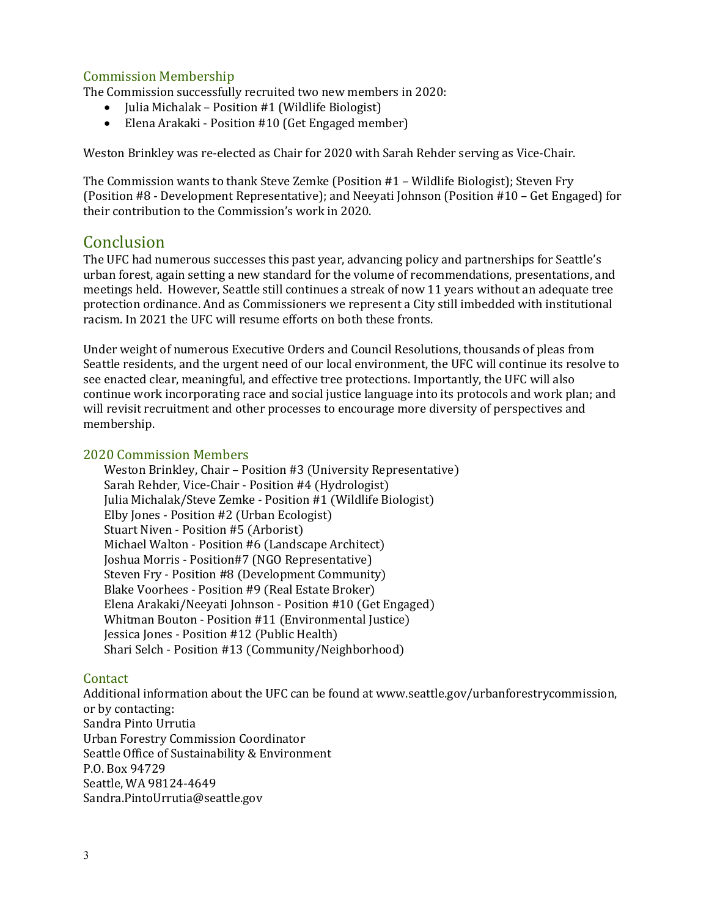### Commission Membership

The Commission successfully recruited two new members in 2020:

- Julia Michalak – Position #1 (Wildlife Biologist)
- Elena Arakaki - Position #10 (Get Engaged member)

Weston Brinkley was re-elected as Chair for 2020 with Sarah Rehder serving as Vice-Chair.

The Commission wants to thank Steve Zemke (Position #1 – Wildlife Biologist); Steven Fry (Position #8 - Development Representative); and Neeyati Johnson (Position #10 – Get Engaged) for their contribution to the Commission's work in 2020.

## Conclusion

The UFC had numerous successes this past year, advancing policy and partnerships for Seattle's urban forest, again setting a new standard for the volume of recommendations, presentations, and meetings held. However, Seattle still continues a streak of now 11 years without an adequate tree protection ordinance. And as Commissioners we represent a City still imbedded with institutional racism. In 2021 the UFC will resume efforts on both these fronts.

Under weight of numerous Executive Orders and Council Resolutions, thousands of pleas from Seattle residents, and the urgent need of our local environment, the UFC will continue its resolve to see enacted clear, meaningful, and effective tree protections. Importantly, the UFC will also continue work incorporating race and social justice language into its protocols and work plan; and will revisit recruitment and other processes to encourage more diversity of perspectives and membership.

### 2020 Commission Members

Weston Brinkley, Chair – Position #3 (University Representative)
Sarah Rehder, Vice-Chair - Position #4 (Hydrologist)
Julia Michalak/Steve Zemke - Position #1 (Wildlife Biologist)
Elby Jones - Position #2 (Urban Ecologist)
Stuart Niven - Position #5 (Arborist)
Michael Walton - Position #6 (Landscape Architect)
Joshua Morris - Position#7 (NGO Representative)
Steven Fry - Position #8 (Development Community)
Blake Voorhees - Position #9 (Real Estate Broker)
Elena Arakaki/Neeyati Johnson - Position #10 (Get Engaged)
Whitman Bouton - Position #11 (Environmental Justice)
Jessica Jones - Position #12 (Public Health)
Shari Selch - Position #13 (Community/Neighborhood)

### Contact

Additional information about the UFC can be found at www.seattle.gov/urbanforestrycommission, or by contacting:
Sandra Pinto Urrutia
Urban Forestry Commission Coordinator
Seattle Office of Sustainability & Environment
P.O. Box 94729
Seattle, WA 98124-4649
Sandra.PintoUrrutia@seattle.gov